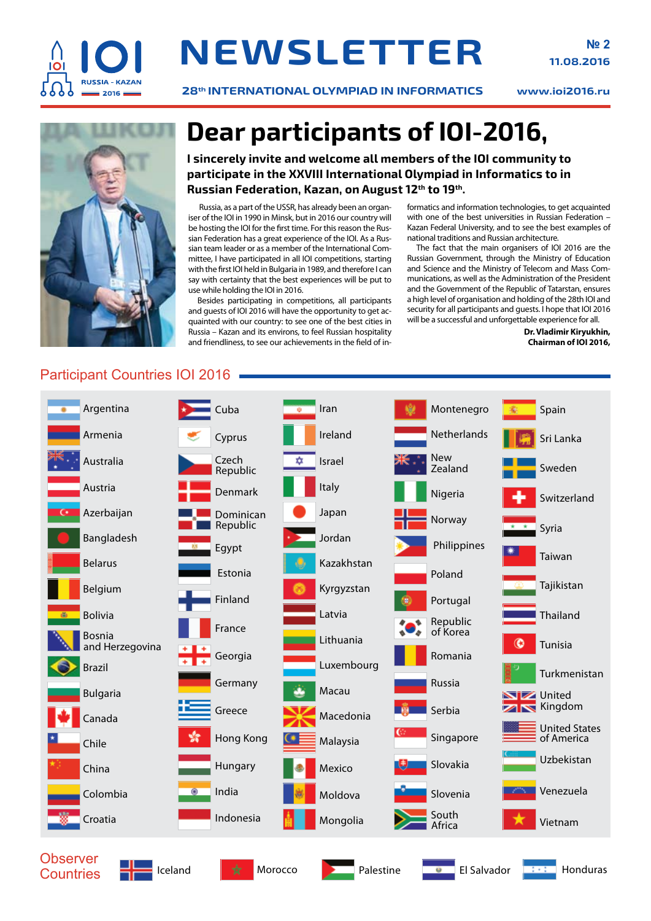IOI RUSSIA - KAZAN 2016

# NEWSLETTER

№ 2
11.08.2016

28th INTERNATIONAL OLYMPIAD IN INFORMATICS

www.ioi2016.ru

# Dear participants of IOI-2016,

**I sincerely invite and welcome all members of the IOI community to participate in the XXVIII International Olympiad in Informatics to in Russian Federation, Kazan, on August 12th to 19th.**

Russia, as a part of the USSR, has already been an organiser of the IOI in 1990 in Minsk, but in 2016 our country will be hosting the IOI for the first time. For this reason the Russian Federation has a great experience of the IOI. As a Russian team leader or as a member of the International Committee, I have participated in all IOI competitions, starting with the first IOI held in Bulgaria in 1989, and therefore I can say with certainty that the best experiences will be put to use while holding the IOI in 2016.

Besides participating in competitions, all participants and guests of IOI 2016 will have the opportunity to get acquainted with our country: to see one of the best cities in Russia – Kazan and its environs, to feel Russian hospitality and friendliness, to see our achievements in the field of informatics and information technologies, to get acquainted with one of the best universities in Russian Federation – Kazan Federal University, and to see the best examples of national traditions and Russian architecture.

The fact that the main organisers of IOI 2016 are the Russian Government, through the Ministry of Education and Science and the Ministry of Telecom and Mass Communications, as well as the Administration of the President and the Government of the Republic of Tatarstan, ensures a high level of organisation and holding of the 28th IOI and security for all participants and guests. I hope that IOI 2016 will be a successful and unforgettable experience for all.

**Dr. Vladimir Kiryukhin,**
**Chairman of IOI 2016,**

## Participant Countries IOI 2016

Argentina
Armenia
Australia
Austria
Azerbaijan
Bangladesh
Belarus
Belgium
Bolivia
Bosnia and Herzegovina
Brazil
Bulgaria
Canada
Chile
China
Colombia
Croatia
Cuba
Cyprus
Czech Republic
Denmark
Dominican Republic
Egypt
Estonia
Finland
France
Georgia
Germany
Greece
Hong Kong
Hungary
India
Indonesia
Iran
Ireland
Israel
Italy
Japan
Jordan
Kazakhstan
Kyrgyzstan
Latvia
Lithuania
Luxembourg
Macau
Macedonia
Malaysia
Mexico
Moldova
Mongolia
Montenegro
Netherlands
New Zealand
Nigeria
Norway
Philippines
Poland
Portugal
Republic of Korea
Romania
Russia
Serbia
Singapore
Slovakia
Slovenia
South Africa
Spain
Sri Lanka
Sweden
Switzerland
Syria
Taiwan
Tajikistan
Thailand
Tunisia
Turkmenistan
United Kingdom
United States of America
Uzbekistan
Venezuela
Vietnam

## Observer Countries

Iceland
Morocco
Palestine
El Salvador
Honduras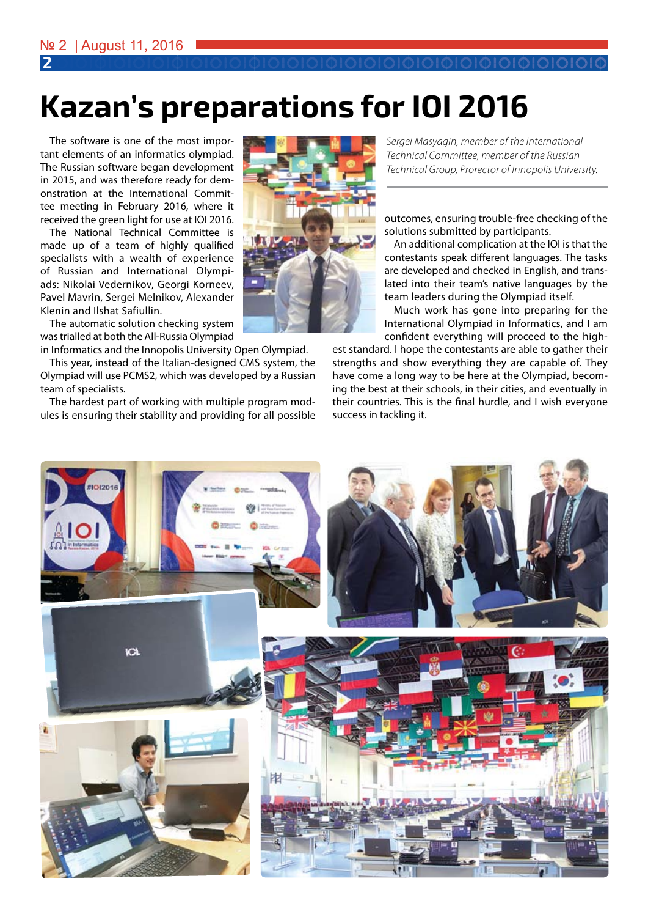# Kazan's preparations for IOI 2016

*Sergei Masyagin, member of the International Technical Committee, member of the Russian Technical Group, Prorector of Innopolis University.*

The software is one of the most important elements of an informatics olympiad. The Russian software began development in 2015, and was therefore ready for demonstration at the International Committee meeting in February 2016, where it received the green light for use at IOI 2016.

The National Technical Committee is made up of a team of highly qualified specialists with a wealth of experience of Russian and International Olympiads: Nikolai Vedernikov, Georgi Korneev, Pavel Mavrin, Sergei Melnikov, Alexander Klenin and Ilshat Safiullin.

The automatic solution checking system was trialled at both the All-Russia Olympiad in Informatics and the Innopolis University Open Olympiad.

This year, instead of the Italian-designed CMS system, the Olympiad will use PCMS2, which was developed by a Russian team of specialists.

The hardest part of working with multiple program modules is ensuring their stability and providing for all possible outcomes, ensuring trouble-free checking of the solutions submitted by participants.

An additional complication at the IOI is that the contestants speak different languages. The tasks are developed and checked in English, and translated into their team's native languages by the team leaders during the Olympiad itself.

Much work has gone into preparing for the International Olympiad in Informatics, and I am confident everything will proceed to the highest standard. I hope the contestants are able to gather their strengths and show everything they are capable of. They have come a long way to be here at the Olympiad, becoming the best at their schools, in their cities, and eventually in their countries. This is the final hurdle, and I wish everyone success in tackling it.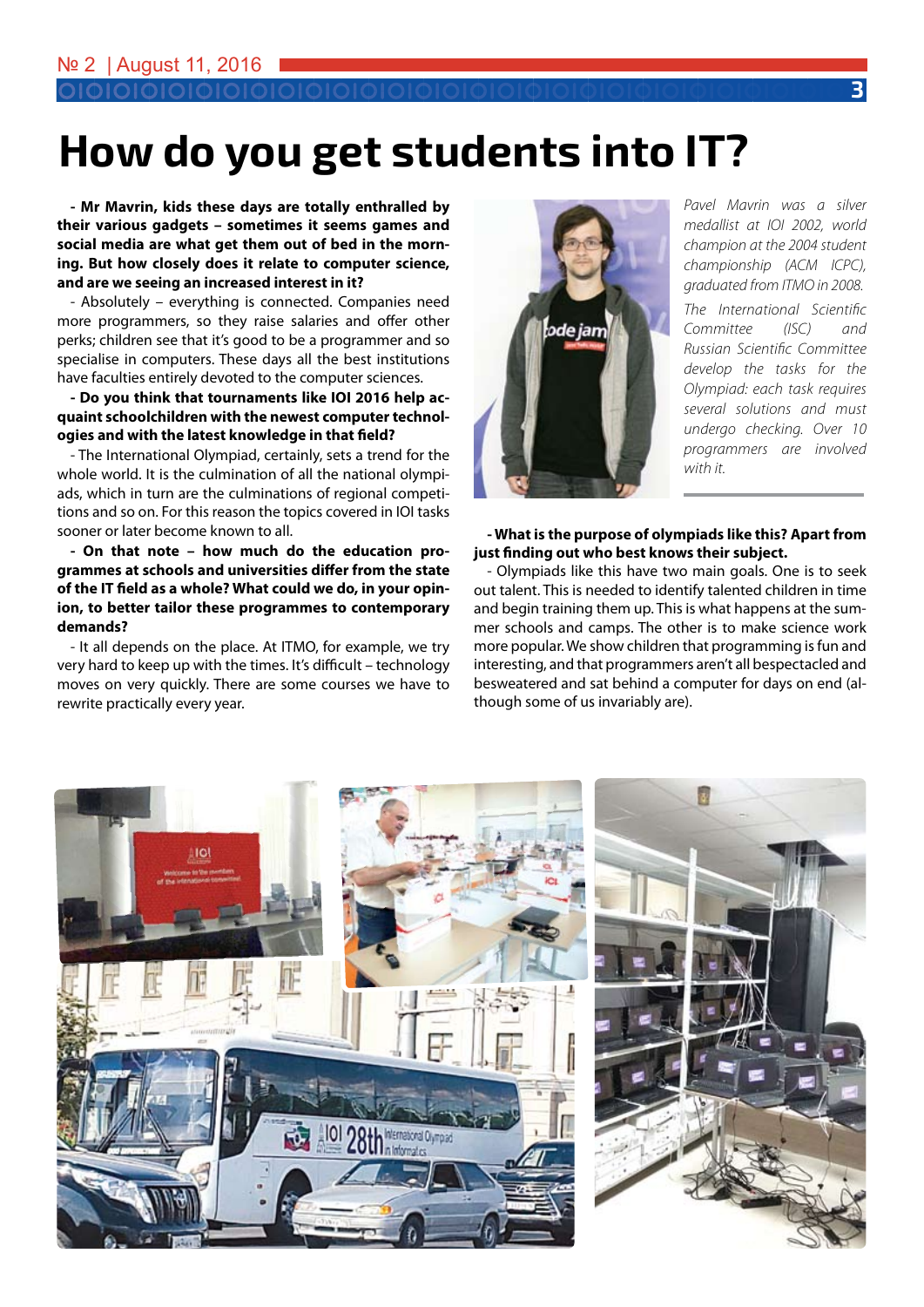# How do you get students into IT?

**- Mr Mavrin, kids these days are totally enthralled by their various gadgets – sometimes it seems games and social media are what get them out of bed in the morning. But how closely does it relate to computer science, and are we seeing an increased interest in it?**

- Absolutely – everything is connected. Companies need more programmers, so they raise salaries and offer other perks; children see that it's good to be a programmer and so specialise in computers. These days all the best institutions have faculties entirely devoted to the computer sciences.

**- Do you think that tournaments like IOI 2016 help acquaint schoolchildren with the newest computer technologies and with the latest knowledge in that field?**

- The International Olympiad, certainly, sets a trend for the whole world. It is the culmination of all the national olympiads, which in turn are the culminations of regional competitions and so on. For this reason the topics covered in IOI tasks sooner or later become known to all.

**- On that note – how much do the education programmes at schools and universities differ from the state of the IT field as a whole? What could we do, in your opinion, to better tailor these programmes to contemporary demands?**

- It all depends on the place. At ITMO, for example, we try very hard to keep up with the times. It's difficult – technology moves on very quickly. There are some courses we have to rewrite practically every year.

*Pavel Mavrin was a silver medallist at IOI 2002, world champion at the 2004 student championship (ACM ICPC), graduated from ITMO in 2008.*

*The International Scientific Committee (ISC) and Russian Scientific Committee develop the tasks for the Olympiad: each task requires several solutions and must undergo checking. Over 10 programmers are involved with it.*

**- What is the purpose of olympiads like this? Apart from just finding out who best knows their subject.**

- Olympiads like this have two main goals. One is to seek out talent. This is needed to identify talented children in time and begin training them up. This is what happens at the summer schools and camps. The other is to make science work more popular. We show children that programming is fun and interesting, and that programmers aren't all bespectacled and besweatered and sat behind a computer for days on end (although some of us invariably are).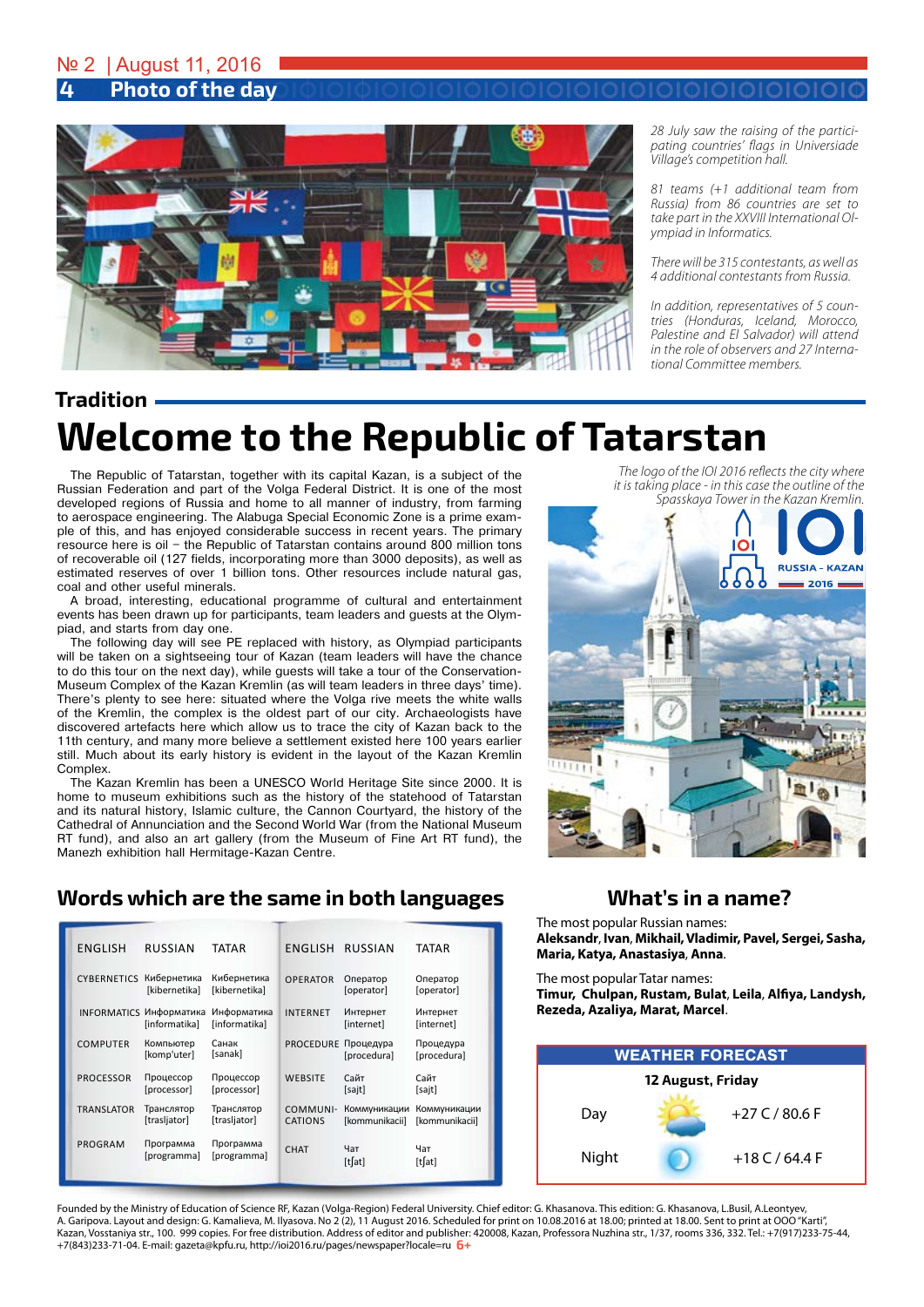## Photo of the day

*28 July saw the raising of the participating countries' flags in Universiade Village's competition hall.*

*81 teams (+1 additional team from Russia) from 86 countries are set to take part in the XXVIII International Olympiad in Informatics.*

*There will be 315 contestants, as well as 4 additional contestants from Russia.*

*In addition, representatives of 5 countries (Honduras, Iceland, Morocco, Palestine and El Salvador) will attend in the role of observers and 27 International Committee members.*

### Tradition

# Welcome to the Republic of Tatarstan

The Republic of Tatarstan, together with its capital Kazan, is a subject of the Russian Federation and part of the Volga Federal District. It is one of the most developed regions of Russia and home to all manner of industry, from farming to aerospace engineering. The Alabuga Special Economic Zone is a prime example of this, and has enjoyed considerable success in recent years. The primary resource here is oil – the Republic of Tatarstan contains around 800 million tons of recoverable oil (127 fields, incorporating more than 3000 deposits), as well as estimated reserves of over 1 billion tons. Other resources include natural gas, coal and other useful minerals.

A broad, interesting, educational programme of cultural and entertainment events has been drawn up for participants, team leaders and guests at the Olympiad, and starts from day one.

The following day will see PE replaced with history, as Olympiad participants will be taken on a sightseeing tour of Kazan (team leaders will have the chance to do this tour on the next day), while guests will take a tour of the Conservation-Museum Complex of the Kazan Kremlin (as will team leaders in three days' time). There's plenty to see here: situated where the Volga rive meets the white walls of the Kremlin, the complex is the oldest part of our city. Archaeologists have discovered artefacts here which allow us to trace the city of Kazan back to the 11th century, and many more believe a settlement existed here 100 years earlier still. Much about its early history is evident in the layout of the Kazan Kremlin Complex.

The Kazan Kremlin has been a UNESCO World Heritage Site since 2000. It is home to museum exhibitions such as the history of the statehood of Tatarstan and its natural history, Islamic culture, the Cannon Courtyard, the history of the Cathedral of Annunciation and the Second World War (from the National Museum RT fund), and also an art gallery (from the Museum of Fine Art RT fund), the Manezh exhibition hall Hermitage-Kazan Centre.

*The logo of the IOI 2016 reflects the city where it is taking place - in this case the outline of the Spasskaya Tower in the Kazan Kremlin.*

## Words which are the same in both languages

| ENGLISH | RUSSIAN | TATAR |
|---|---|---|
| CYBERNETICS | Кибернетика [kibernetika] | Кибернетика [kibernetika] |
| INFORMATICS | Информатика [informatika] | Информатика [informatika] |
| COMPUTER | Компьютер [komp'uter] | Санак [sanak] |
| PROCESSOR | Процессор [processor] | Процессор [processor] |
| TRANSLATOR | Транслятор [trasljator] | Транслятор [trasljator] |
| PROGRAM | Программа [programma] | Программа [programma] |
| OPERATOR | Оператор [operator] | Оператор [operator] |
| INTERNET | Интернет [internet] | Интернет [internet] |
| PROCEDURE | Процедура [procedura] | Процедура [procedura] |
| WEBSITE | Сайт [sajt] | Сайт [sajt] |
| COMMUNICATIONS | Коммуникации [kommunikacii] | Коммуникации [kommunikacii] |
| CHAT | Чат [tʃat] | Чат [tʃat] |

## What's in a name?

The most popular Russian names:
**Aleksandr**, **Ivan**, **Mikhail, Vladimir, Pavel, Sergei, Sasha, Maria, Katya, Anastasiya**, **Anna**.

The most popular Tatar names:
**Timur, Chulpan, Rustam, Bulat**, **Leila**, **Alfiya, Landysh, Rezeda, Azaliya, Marat, Marcel**.

| WEATHER FORECAST | |
|---|---|
| **12 August, Friday** | |
| Day | +27 C / 80.6 F |
| Night | +18 C / 64.4 F |

Founded by the Ministry of Education of Science RF, Kazan (Volga-Region) Federal University. Chief editor: G. Khasanova. This edition: G. Khasanova, L.Busil, A.Leontyev, A. Garipova. Layout and design: G. Kamalieva, M. Ilyasova. No 2 (2), 11 August 2016. Scheduled for print on 10.08.2016 at 18.00; printed at 18.00. Sent to print at OOO "Karti", Kazan, Vosstaniya str., 100. 999 copies. For free distribution. Address of editor and publisher: 420008, Kazan, Professora Nuzhina str., 1/37, rooms 336, 332. Tel.: +7(917)233-75-44, +7(843)233-71-04. E-mail: gazeta@kpfu.ru, http://ioi2016.ru/pages/newspaper?locale=ru 6+